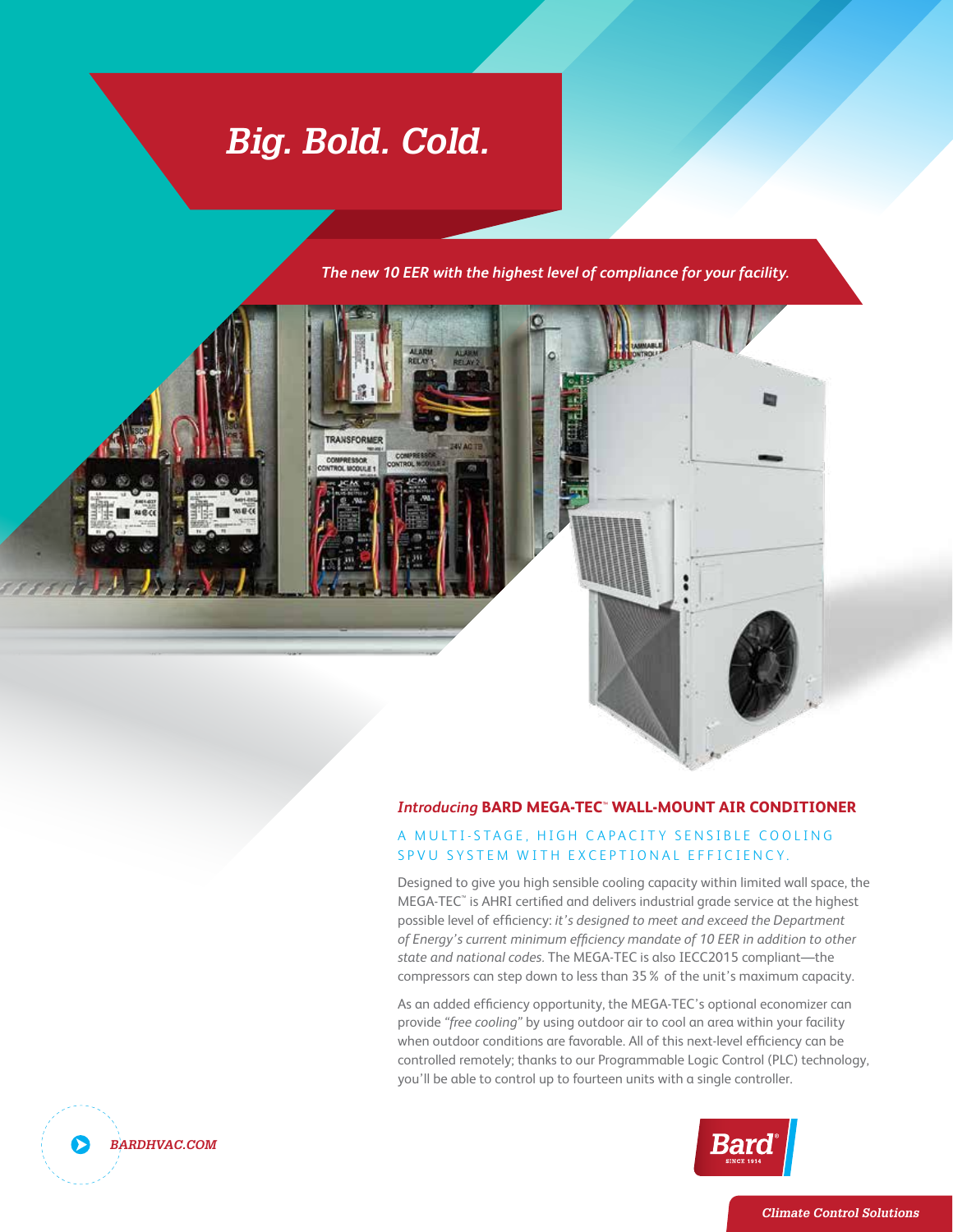# *Big. Bold. Cold.*

***The new 10 EER with the highest level of compliance for your facility.***

## *Introducing* BARD MEGA-TEC™ WALL-MOUNT AIR CONDITIONER

### A MULTI-STAGE, HIGH CAPACITY SENSIBLE COOLING SPVU SYSTEM WITH EXCEPTIONAL EFFICIENCY.

Designed to give you high sensible cooling capacity within limited wall space, the MEGA-TEC™ is AHRI certified and delivers industrial grade service at the highest possible level of efficiency: *it's designed to meet and exceed the Department of Energy's current minimum efficiency mandate of 10 EER in addition to other state and national codes.* The MEGA-TEC is also IECC2015 compliant—the compressors can step down to less than 35% of the unit's maximum capacity.

As an added efficiency opportunity, the MEGA-TEC's optional economizer can provide *"free cooling"* by using outdoor air to cool an area within your facility when outdoor conditions are favorable. All of this next-level efficiency can be controlled remotely; thanks to our Programmable Logic Control (PLC) technology, you'll be able to control up to fourteen units with a single controller.

BARDHVAC.COM

Bard® SINCE 1914

*Climate Control Solutions*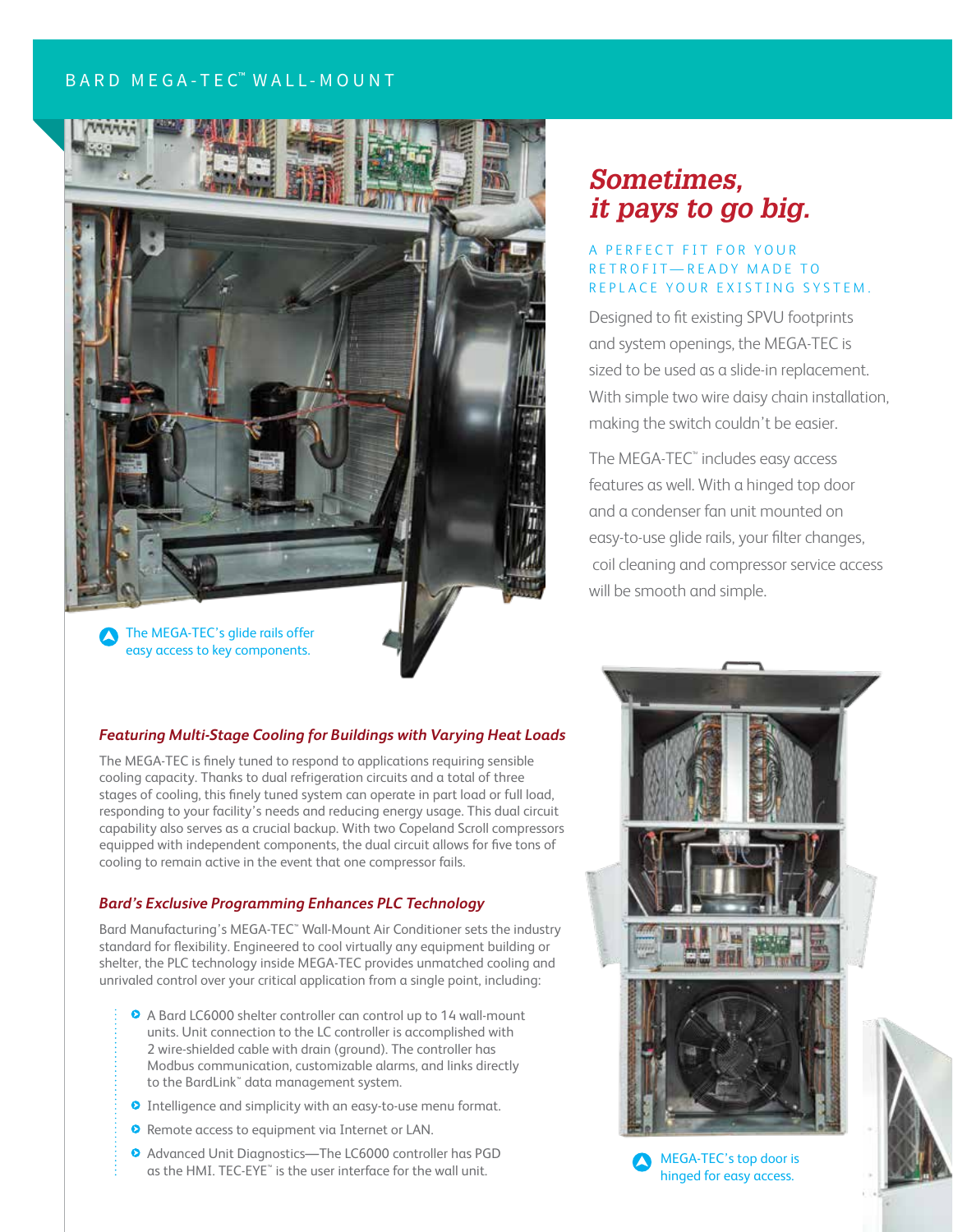BARD MEGA-TEC™ WALL-MOUNT

The MEGA-TEC's glide rails offer easy access to key components.

## *Sometimes, it pays to go big.*

A PERFECT FIT FOR YOUR RETROFIT—READY MADE TO REPLACE YOUR EXISTING SYSTEM.

Designed to fit existing SPVU footprints and system openings, the MEGA-TEC is sized to be used as a slide-in replacement. With simple two wire daisy chain installation, making the switch couldn't be easier.

The MEGA-TEC™ includes easy access features as well. With a hinged top door and a condenser fan unit mounted on easy-to-use glide rails, your filter changes, coil cleaning and compressor service access will be smooth and simple.

### *Featuring Multi-Stage Cooling for Buildings with Varying Heat Loads*

The MEGA-TEC is finely tuned to respond to applications requiring sensible cooling capacity. Thanks to dual refrigeration circuits and a total of three stages of cooling, this finely tuned system can operate in part load or full load, responding to your facility's needs and reducing energy usage. This dual circuit capability also serves as a crucial backup. With two Copeland Scroll compressors equipped with independent components, the dual circuit allows for five tons of cooling to remain active in the event that one compressor fails.

### *Bard's Exclusive Programming Enhances PLC Technology*

Bard Manufacturing's MEGA-TEC™ Wall-Mount Air Conditioner sets the industry standard for flexibility. Engineered to cool virtually any equipment building or shelter, the PLC technology inside MEGA-TEC provides unmatched cooling and unrivaled control over your critical application from a single point, including:

- A Bard LC6000 shelter controller can control up to 14 wall-mount units. Unit connection to the LC controller is accomplished with 2 wire-shielded cable with drain (ground). The controller has Modbus communication, customizable alarms, and links directly to the BardLink™ data management system.
- Intelligence and simplicity with an easy-to-use menu format.
- Remote access to equipment via Internet or LAN.
- Advanced Unit Diagnostics—The LC6000 controller has PGD as the HMI. TEC-EYE™ is the user interface for the wall unit.

MEGA-TEC's top door is hinged for easy access.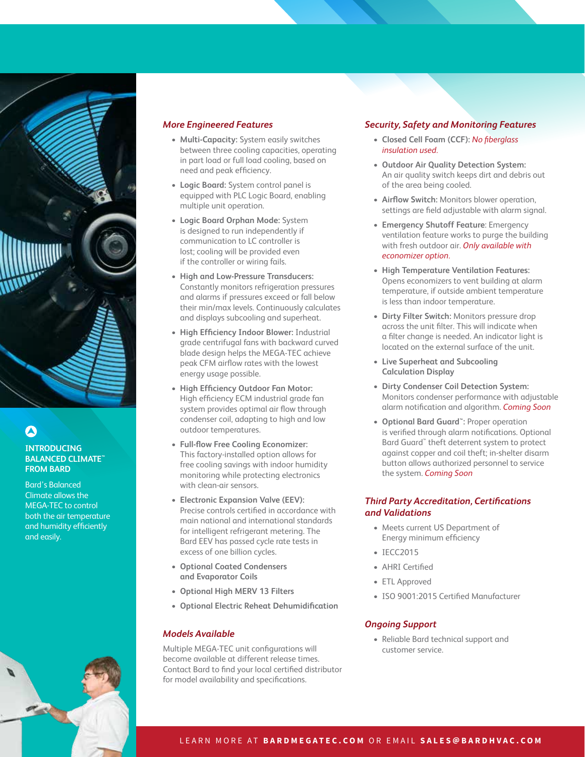## More Engineered Features

- **Multi-Capacity:** System easily switches between three cooling capacities, operating in part load or full load cooling, based on need and peak efficiency.
- **Logic Board:** System control panel is equipped with PLC Logic Board, enabling multiple unit operation.
- **Logic Board Orphan Mode:** System is designed to run independently if communication to LC controller is lost; cooling will be provided even if the controller or wiring fails.
- **High and Low-Pressure Transducers:** Constantly monitors refrigeration pressures and alarms if pressures exceed or fall below their min/max levels. Continuously calculates and displays subcooling and superheat.
- **High Efficiency Indoor Blower:** Industrial grade centrifugal fans with backward curved blade design helps the MEGA-TEC achieve peak CFM airflow rates with the lowest energy usage possible.
- **High Efficiency Outdoor Fan Motor:** High efficiency ECM industrial grade fan system provides optimal air flow through condenser coil, adapting to high and low outdoor temperatures.
- **Full-flow Free Cooling Economizer:** This factory-installed option allows for free cooling savings with indoor humidity monitoring while protecting electronics with clean-air sensors.
- **Electronic Expansion Valve (EEV):** Precise controls certified in accordance with main national and international standards for intelligent refrigerant metering. The Bard EEV has passed cycle rate tests in excess of one billion cycles.
- **Optional Coated Condensers and Evaporator Coils**
- **Optional High MERV 13 Filters**
- **Optional Electric Reheat Dehumidification**

## Models Available

Multiple MEGA-TEC unit configurations will become available at different release times. Contact Bard to find your local certified distributor for model availability and specifications.

## Security, Safety and Monitoring Features

- **Closed Cell Foam (CCF):** *No fiberglass insulation used.*
- **Outdoor Air Quality Detection System:** An air quality switch keeps dirt and debris out of the area being cooled.
- **Airflow Switch:** Monitors blower operation, settings are field adjustable with alarm signal.
- **Emergency Shutoff Feature:** Emergency ventilation feature works to purge the building with fresh outdoor air. *Only available with economizer option.*
- **High Temperature Ventilation Features:** Opens economizers to vent building at alarm temperature, if outside ambient temperature is less than indoor temperature.
- **Dirty Filter Switch:** Monitors pressure drop across the unit filter. This will indicate when a filter change is needed. An indicator light is located on the external surface of the unit.
- **Live Superheat and Subcooling Calculation Display**
- **Dirty Condenser Coil Detection System:** Monitors condenser performance with adjustable alarm notification and algorithm. *Coming Soon*
- **Optional Bard Guard™:** Proper operation is verified through alarm notifications. Optional Bard Guard™ theft deterrent system to protect against copper and coil theft; in-shelter disarm button allows authorized personnel to service the system. *Coming Soon*

## Third Party Accreditation, Certifications and Validations

- Meets current US Department of Energy minimum efficiency
- IECC2015
- AHRI Certified
- ETL Approved
- ISO 9001:2015 Certified Manufacturer

## Ongoing Support

- Reliable Bard technical support and customer service.

**INTRODUCING BALANCED CLIMATE™ FROM BARD**

Bard's Balanced Climate allows the MEGA-TEC to control both the air temperature and humidity efficiently and easily.

LEARN MORE AT **BARDMEGATEC.COM** OR EMAIL **SALES@BARDHVAC.COM**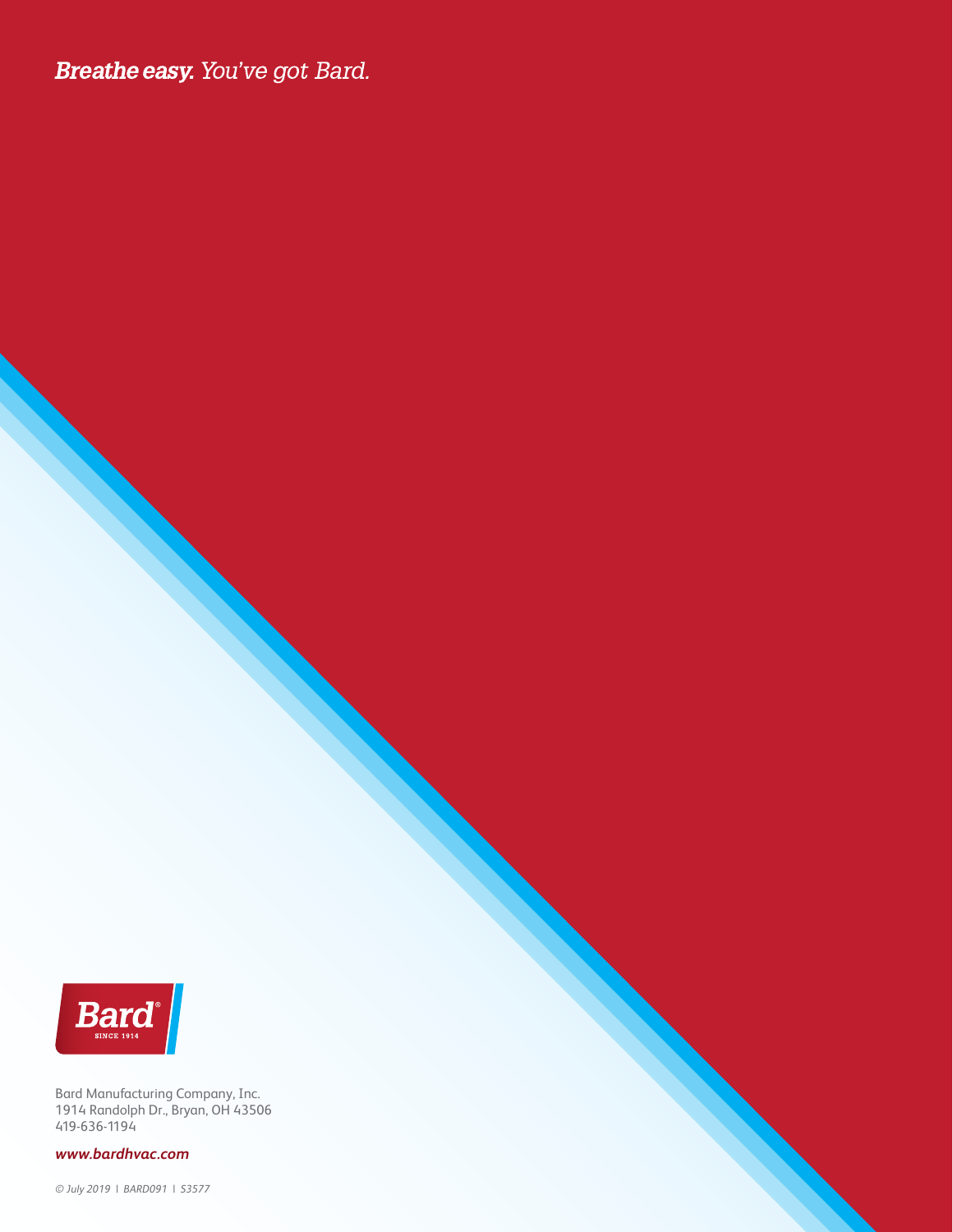***Breathe easy.*** *You've got Bard.*

Bard

SINCE 1914

Bard Manufacturing Company, Inc.
1914 Randolph Dr., Bryan, OH 43506
419-636-1194

***www.bardhvac.com***

*© July 2019 | BARD091 | S3577*